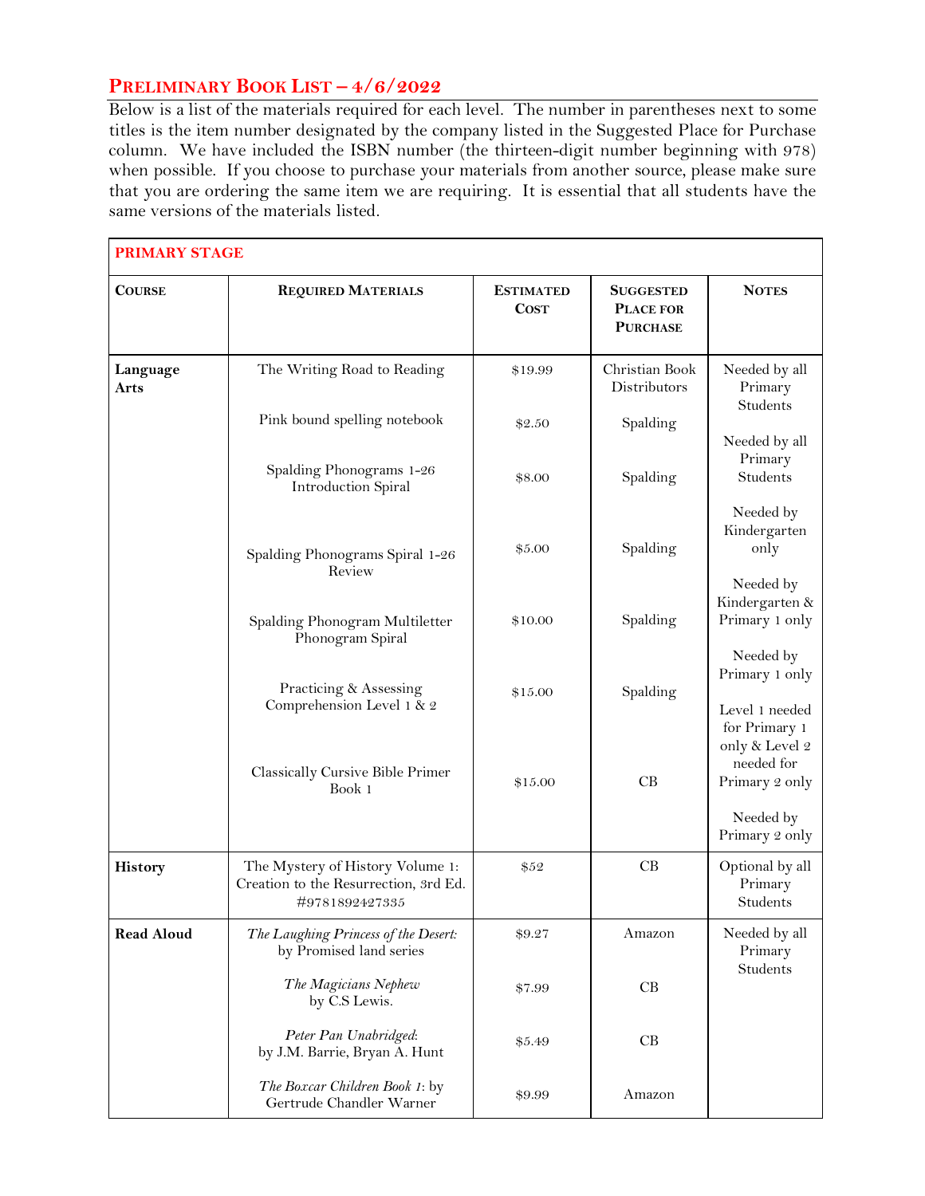## Preliminary Book List – 4/6/2022

Below is a list of the materials required for each level. The number in parentheses next to some titles is the item number designated by the company listed in the Suggested Place for Purchase column. We have included the ISBN number (the thirteen-digit number beginning with 978) when possible. If you choose to purchase your materials from another source, please make sure that you are ordering the same item we are requiring. It is essential that all students have the same versions of the materials listed.

| PRIMARY STAGE | | | | |
|---|---|---|---|---|
| **Course** | **Required Materials** | **Estimated Cost** | **Suggested Place for Purchase** | **Notes** |
| **Language Arts** | The Writing Road to Reading | $19.99 | Christian Book Distributors | Needed by all Primary Students |
| | Pink bound spelling notebook | $2.50 | Spalding | Needed by all Primary Students |
| | Spalding Phonograms 1-26 Introduction Spiral | $8.00 | Spalding | Needed by Kindergarten only |
| | Spalding Phonograms Spiral 1-26 Review | $5.00 | Spalding | Needed by Kindergarten & Primary 1 only |
| | Spalding Phonogram Multiletter Phonogram Spiral | $10.00 | Spalding | Needed by Primary 1 only |
| | Practicing & Assessing Comprehension Level 1 & 2 | $15.00 | Spalding | Level 1 needed for Primary 1 only & Level 2 needed for Primary 2 only |
| | Classically Cursive Bible Primer Book 1 | $15.00 | CB | Needed by Primary 2 only |
| **History** | The Mystery of History Volume 1: Creation to the Resurrection, 3rd Ed. #9781892427335 | $52 | CB | Optional by all Primary Students |
| **Read Aloud** | *The Laughing Princess of the Desert:* by Promised land series | $9.27 | Amazon | Needed by all Primary Students |
| | *The Magicians Nephew* by C.S Lewis. | $7.99 | CB | |
| | *Peter Pan Unabridged*: by J.M. Barrie, Bryan A. Hunt | $5.49 | CB | |
| | *The Boxcar Children Book 1*: by Gertrude Chandler Warner | $9.99 | Amazon | |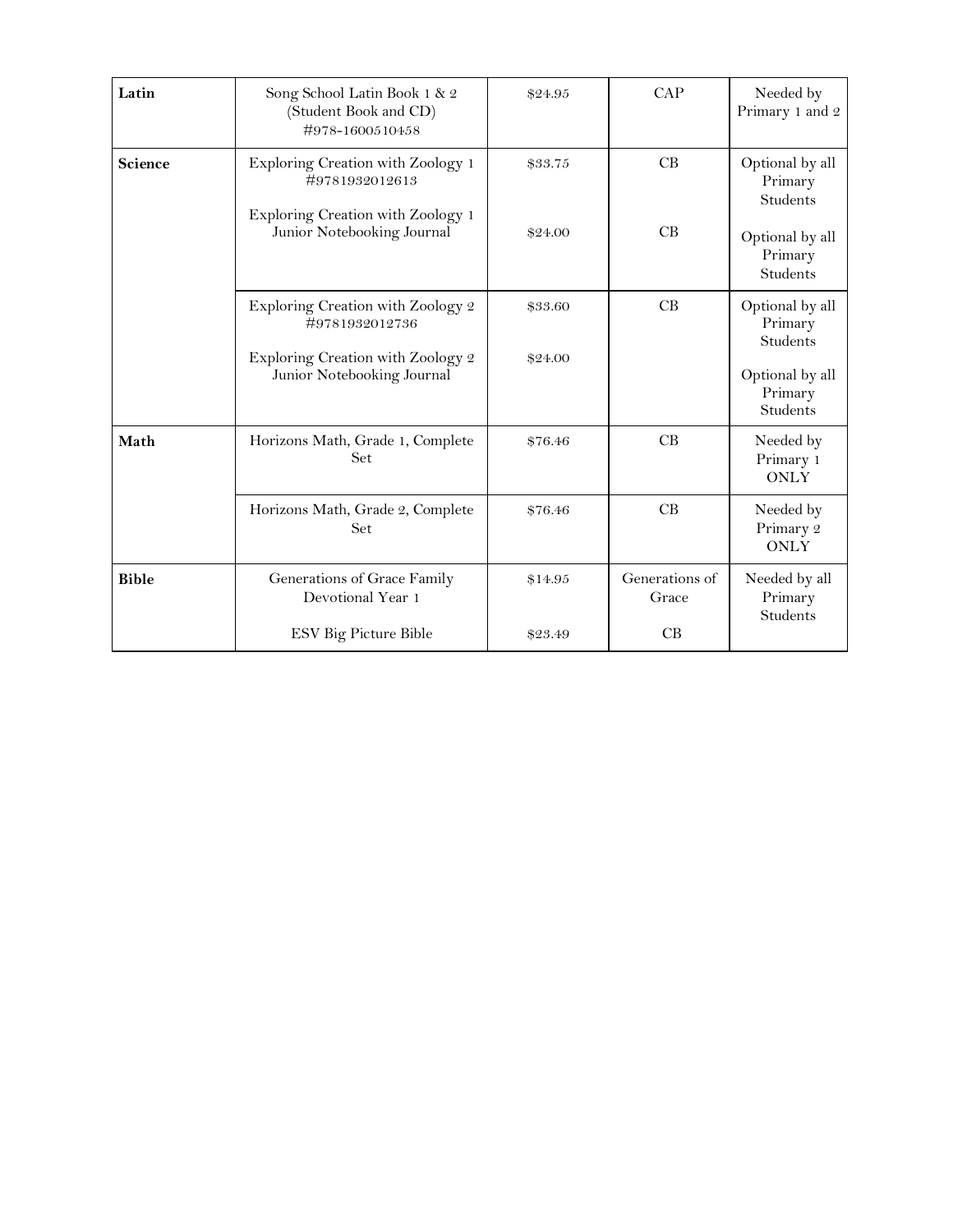| Latin | Song School Latin Book 1 & 2 (Student Book and CD) #978-1600510458 | $24.95 | CAP | Needed by Primary 1 and 2 |
|---|---|---|---|---|
| Science | Exploring Creation with Zoology 1 #9781932012613 | $33.75 | CB | Optional by all Primary Students |
| | Exploring Creation with Zoology 1 Junior Notebooking Journal | $24.00 | CB | Optional by all Primary Students |
| | Exploring Creation with Zoology 2 #9781932012736 | $33.60 | CB | Optional by all Primary Students |
| | Exploring Creation with Zoology 2 Junior Notebooking Journal | $24.00 | | Optional by all Primary Students |
| Math | Horizons Math, Grade 1, Complete Set | $76.46 | CB | Needed by Primary 1 ONLY |
| | Horizons Math, Grade 2, Complete Set | $76.46 | CB | Needed by Primary 2 ONLY |
| Bible | Generations of Grace Family Devotional Year 1 | $14.95 | Generations of Grace | Needed by all Primary Students |
| | ESV Big Picture Bible | $23.49 | CB | |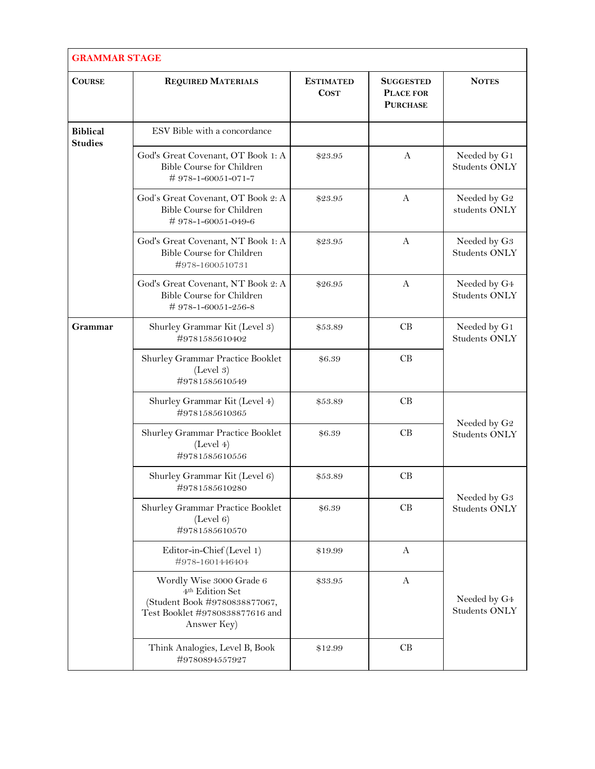| GRAMMAR STAGE | | | | |
|---|---|---|---|---|
| **Course** | **Required Materials** | **Estimated Cost** | **Suggested Place for Purchase** | **Notes** |
| **Biblical Studies** | ESV Bible with a concordance | | | |
| | God's Great Covenant, OT Book 1: A Bible Course for Children # 978-1-60051-071-7 | $23.95 | A | Needed by G1 Students ONLY |
| | God's Great Covenant, OT Book 2: A Bible Course for Children # 978-1-60051-049-6 | $23.95 | A | Needed by G2 students ONLY |
| | God's Great Covenant, NT Book 1: A Bible Course for Children #978-1600510731 | $23.95 | A | Needed by G3 Students ONLY |
| | God's Great Covenant, NT Book 2: A Bible Course for Children # 978-1-60051-256-8 | $26.95 | A | Needed by G4 Students ONLY |
| **Grammar** | Shurley Grammar Kit (Level 3) #9781585610402 | $53.89 | CB | Needed by G1 Students ONLY |
| | Shurley Grammar Practice Booklet (Level 3) #9781585610549 | $6.39 | CB | |
| | Shurley Grammar Kit (Level 4) #9781585610365 | $53.89 | CB | Needed by G2 Students ONLY |
| | Shurley Grammar Practice Booklet (Level 4) #9781585610556 | $6.39 | CB | |
| | Shurley Grammar Kit (Level 6) #9781585610280 | $53.89 | CB | Needed by G3 Students ONLY |
| | Shurley Grammar Practice Booklet (Level 6) #9781585610570 | $6.39 | CB | |
| | Editor-in-Chief (Level 1) #978-1601446404 | $19.99 | A | Needed by G4 Students ONLY |
| | Wordly Wise 3000 Grade 6 4th Edition Set (Student Book #9780838877067, Test Booklet #9780838877616 and Answer Key) | $33.95 | A | |
| | Think Analogies, Level B, Book #9780894557927 | $12.99 | CB | |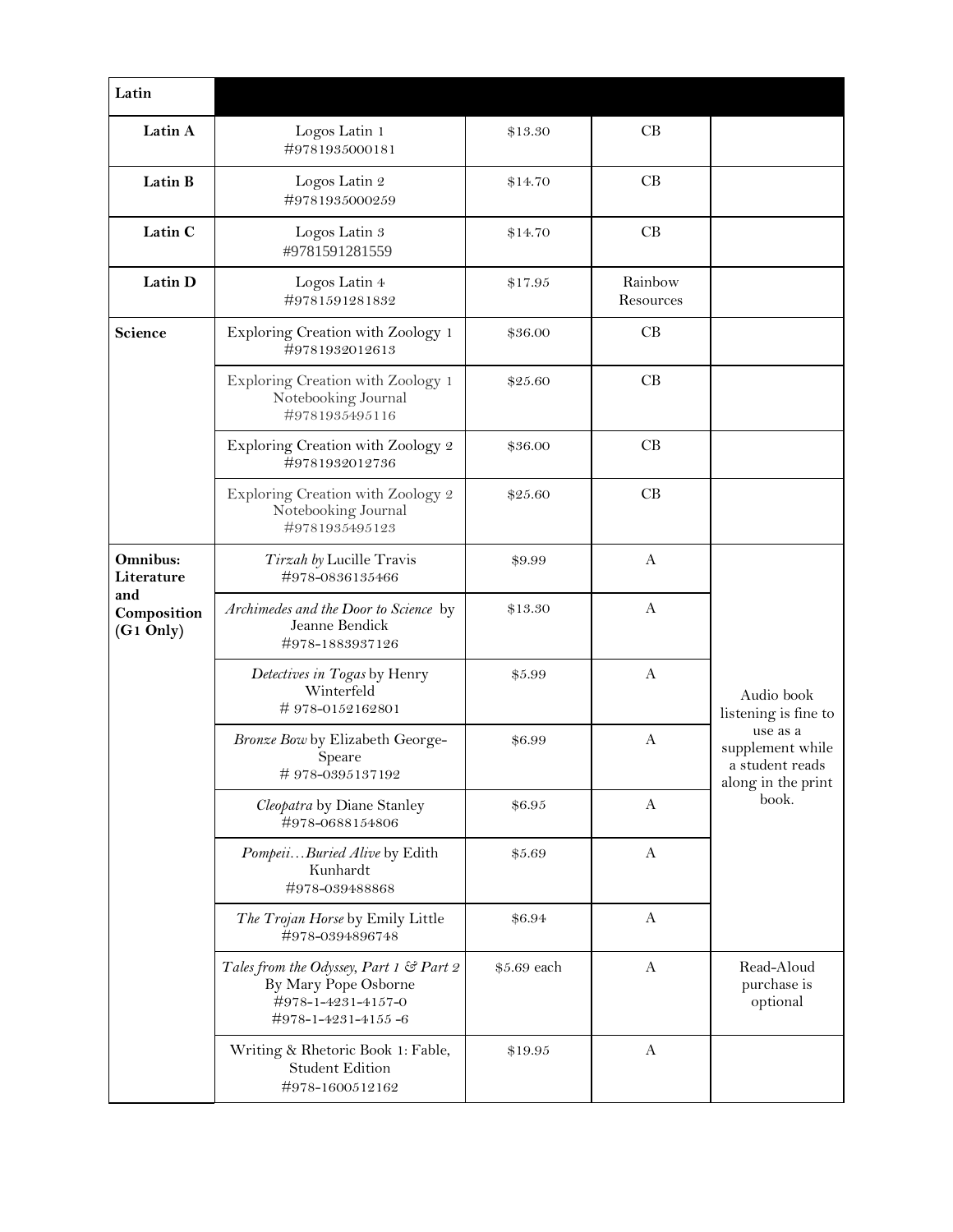| Latin | | | | |
|---|---|---|---|---|
| **Latin A** | Logos Latin 1<br>#9781935000181 | $13.30 | CB | |
| **Latin B** | Logos Latin 2<br>#9781935000259 | $14.70 | CB | |
| **Latin C** | Logos Latin 3<br>#9781591281559 | $14.70 | CB | |
| **Latin D** | Logos Latin 4<br>#9781591281832 | $17.95 | Rainbow Resources | |
| **Science** | Exploring Creation with Zoology 1<br>#9781932012613 | $36.00 | CB | |
| | Exploring Creation with Zoology 1 Notebooking Journal<br>#9781935495116 | $25.60 | CB | |
| | Exploring Creation with Zoology 2<br>#9781932012736 | $36.00 | CB | |
| | Exploring Creation with Zoology 2 Notebooking Journal<br>#9781935495123 | $25.60 | CB | |
| **Omnibus: Literature and Composition (G1 Only)** | *Tirzah by* Lucille Travis<br>#978-0836135466 | $9.99 | A | Audio book listening is fine to use as a supplement while a student reads along in the print book. |
| | *Archimedes and the Door to Science* by Jeanne Bendick<br>#978-1883937126 | $13.30 | A | |
| | *Detectives in Togas* by Henry Winterfeld<br># 978-0152162801 | $5.99 | A | |
| | *Bronze Bow* by Elizabeth George-Speare<br># 978-0395137192 | $6.99 | A | |
| | *Cleopatra* by Diane Stanley<br>#978-0688154806 | $6.95 | A | |
| | *Pompeii…Buried Alive* by Edith Kunhardt<br>#978-039488868 | $5.69 | A | |
| | *The Trojan Horse* by Emily Little<br>#978-0394896748 | $6.94 | A | |
| | *Tales from the Odyssey, Part 1 & Part 2* By Mary Pope Osborne<br>#978-1-4231-4157-0<br>#978-1-4231-4155 -6 | $5.69 each | A | Read-Aloud purchase is optional |
| | Writing & Rhetoric Book 1: Fable, Student Edition<br>#978-1600512162 | $19.95 | A | |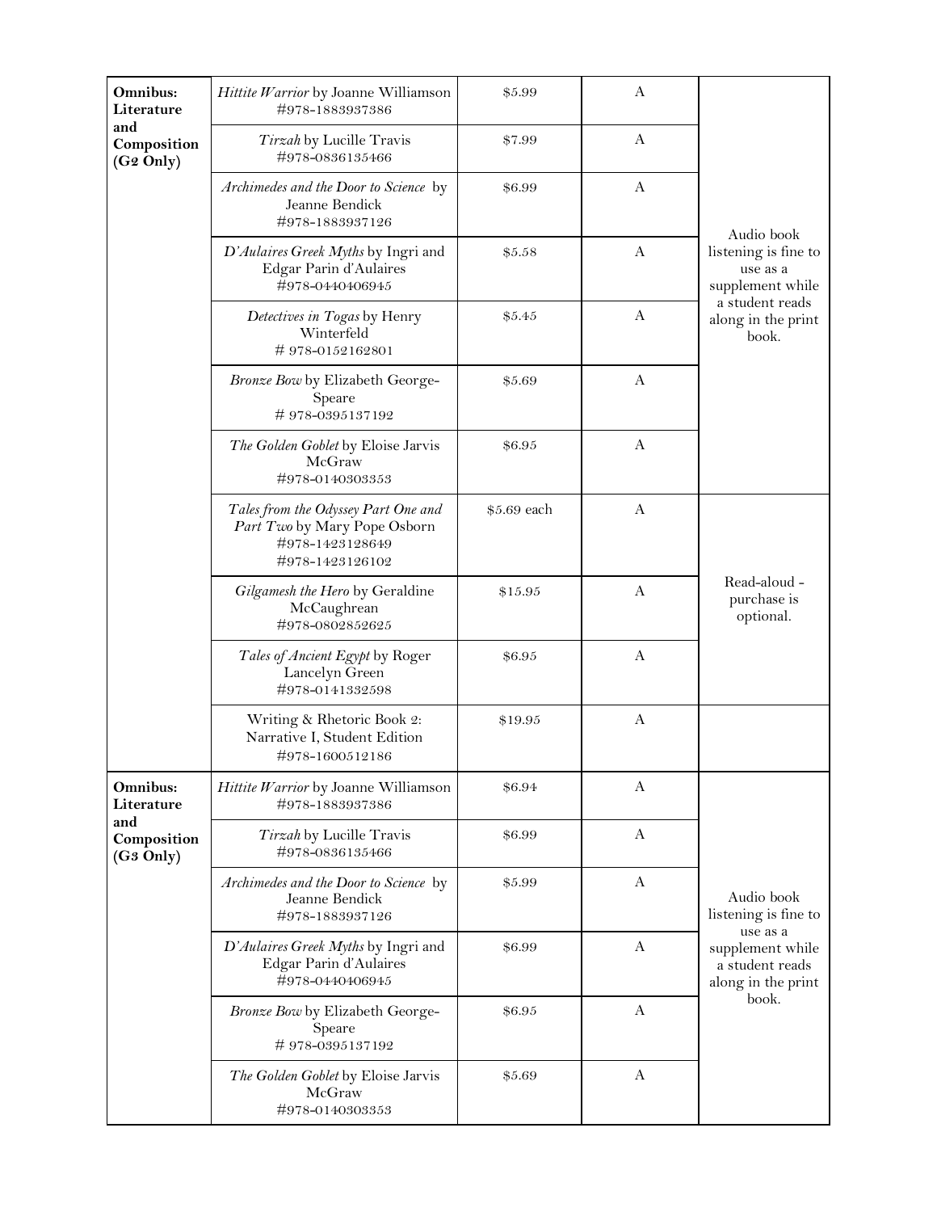| | | | | |
|---|---|---|---|---|
| **Omnibus: Literature and Composition (G2 Only)** | *Hittite Warrior* by Joanne Williamson #978-1883937386 | $5.99 | A | Audio book listening is fine to use as a supplement while a student reads along in the print book. |
| | *Tirzah* by Lucille Travis #978-0836135466 | $7.99 | A | |
| | *Archimedes and the Door to Science* by Jeanne Bendick #978-1883937126 | $6.99 | A | |
| | *D'Aulaires Greek Myths* by Ingri and Edgar Parin d'Aulaires #978-0440406945 | $5.58 | A | |
| | *Detectives in Togas* by Henry Winterfeld # 978-0152162801 | $5.45 | A | |
| | *Bronze Bow* by Elizabeth George-Speare # 978-0395137192 | $5.69 | A | |
| | *The Golden Goblet* by Eloise Jarvis McGraw #978-0140303353 | $6.95 | A | |
| | *Tales from the Odyssey Part One and Part Two* by Mary Pope Osborn #978-1423128649 #978-1423126102 | $5.69 each | A | Read-aloud - purchase is optional. |
| | *Gilgamesh the Hero* by Geraldine McCaughrean #978-0802852625 | $15.95 | A | |
| | *Tales of Ancient Egypt* by Roger Lancelyn Green #978-0141332598 | $6.95 | A | |
| | Writing & Rhetoric Book 2: Narrative I, Student Edition #978-1600512186 | $19.95 | A | |
| **Omnibus: Literature and Composition (G3 Only)** | *Hittite Warrior* by Joanne Williamson #978-1883937386 | $6.94 | A | Audio book listening is fine to use as a supplement while a student reads along in the print book. |
| | *Tirzah* by Lucille Travis #978-0836135466 | $6.99 | A | |
| | *Archimedes and the Door to Science* by Jeanne Bendick #978-1883937126 | $5.99 | A | |
| | *D'Aulaires Greek Myths* by Ingri and Edgar Parin d'Aulaires #978-0440406945 | $6.99 | A | |
| | *Bronze Bow* by Elizabeth George-Speare # 978-0395137192 | $6.95 | A | |
| | *The Golden Goblet* by Eloise Jarvis McGraw #978-0140303353 | $5.69 | A | |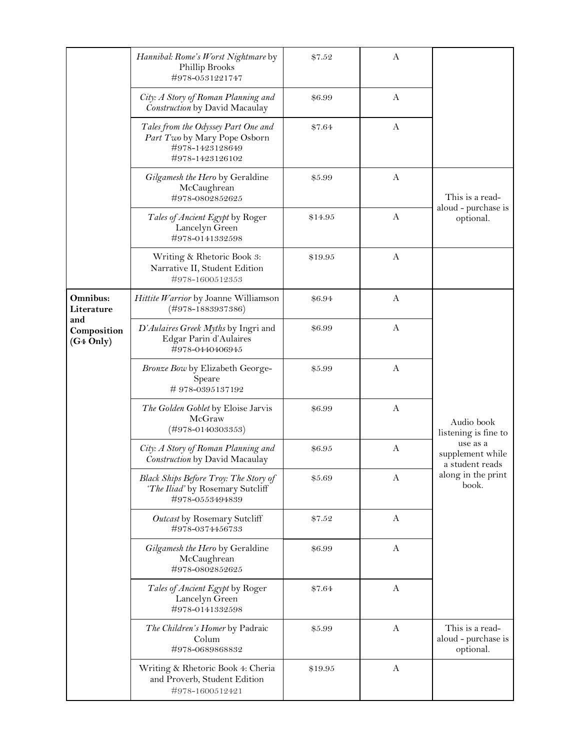| | | | | |
|---|---|---|---|---|
| | *Hannibal: Rome's Worst Nightmare* by Phillip Brooks #978-0531221747 | $7.52 | A | |
| | *City: A Story of Roman Planning and Construction* by David Macaulay | $6.99 | A | |
| | *Tales from the Odyssey Part One and Part Two* by Mary Pope Osborn #978-1423128649 #978-1423126102 | $7.64 | A | |
| | *Gilgamesh the Hero* by Geraldine McCaughrean #978-0802852625 | $5.99 | A | This is a read-aloud - purchase is optional. |
| | *Tales of Ancient Egypt* by Roger Lancelyn Green #978-0141332598 | $14.95 | A | This is a read-aloud - purchase is optional. |
| | Writing & Rhetoric Book 3: Narrative II, Student Edition #978-1600512353 | $19.95 | A | |
| **Omnibus: Literature and Composition (G4 Only)** | *Hittite Warrior* by Joanne Williamson (#978-1883937386) | $6.94 | A | Audio book listening is fine to use as a supplement while a student reads along in the print book. |
| | *D'Aulaires Greek Myths* by Ingri and Edgar Parin d'Aulaires #978-0440406945 | $6.99 | A | |
| | *Bronze Bow* by Elizabeth George-Speare # 978-0395137192 | $5.99 | A | |
| | *The Golden Goblet* by Eloise Jarvis McGraw (#978-0140303353) | $6.99 | A | |
| | *City: A Story of Roman Planning and Construction* by David Macaulay | $6.95 | A | |
| | *Black Ships Before Troy: The Story of 'The Iliad'* by Rosemary Sutcliff #978-0553494839 | $5.69 | A | |
| | *Outcast* by Rosemary Sutcliff #978-0374456733 | $7.52 | A | |
| | *Gilgamesh the Hero* by Geraldine McCaughrean #978-0802852625 | $6.99 | A | |
| | *Tales of Ancient Egypt* by Roger Lancelyn Green #978-0141332598 | $7.64 | A | |
| | *The Children's Homer* by Padraic Colum #978-0689868832 | $5.99 | A | This is a read-aloud - purchase is optional. |
| | Writing & Rhetoric Book 4: Cheria and Proverb, Student Edition #978-1600512421 | $19.95 | A | |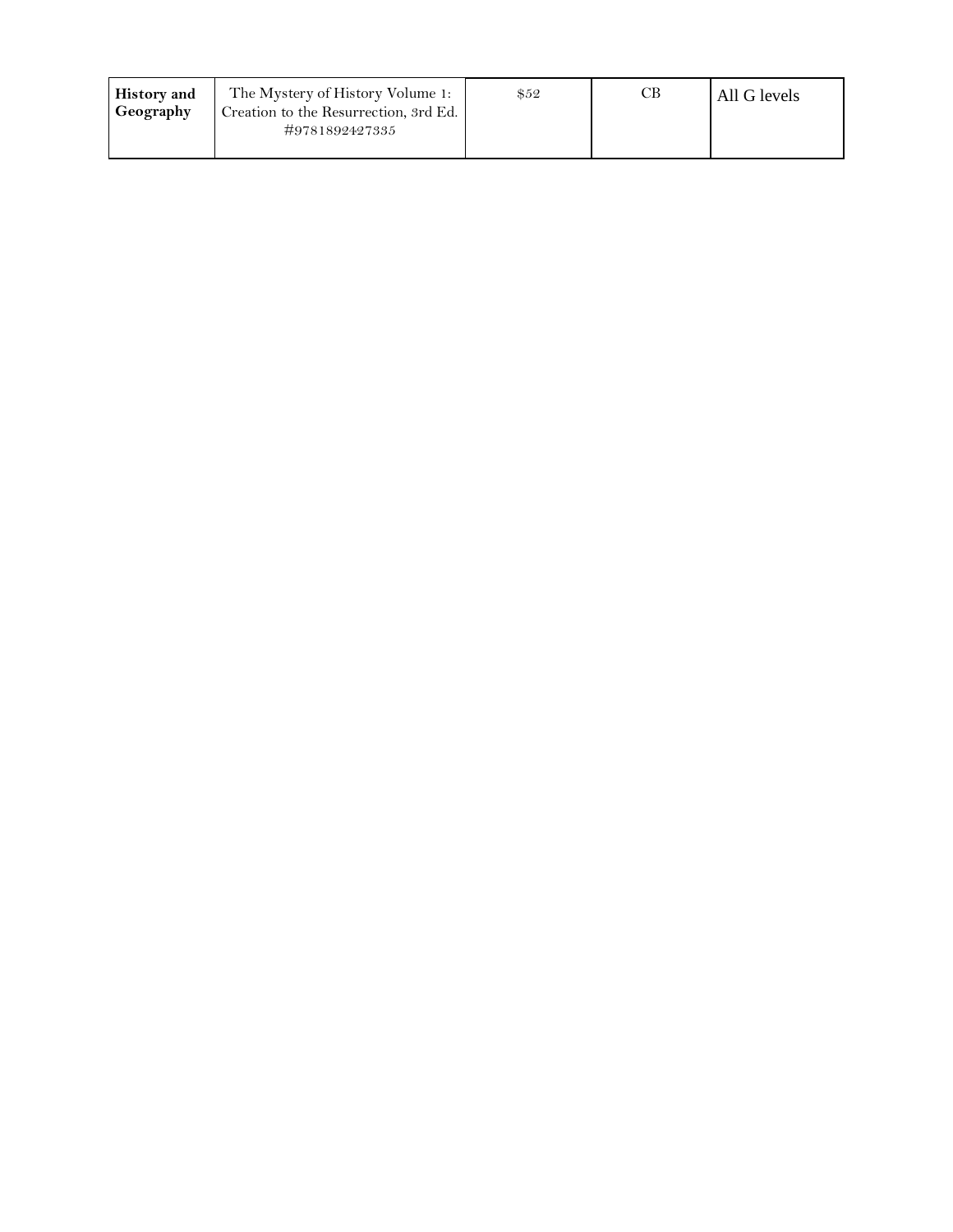| **History and Geography** | The Mystery of History Volume 1: Creation to the Resurrection, 3rd Ed. #9781892427335 | $52 | CB | All G levels |
|---|---|---|---|---|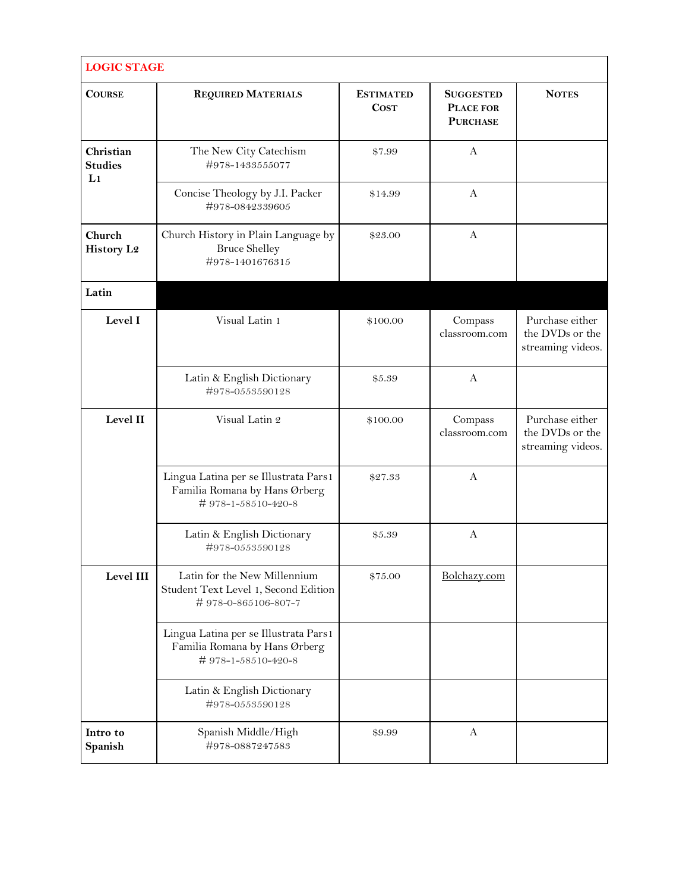| LOGIC STAGE | | | | |
|---|---|---|---|---|
| **Course** | **Required Materials** | **Estimated Cost** | **Suggested Place for Purchase** | **Notes** |
| **Christian Studies L1** | The New City Catechism #978-1433555077 | $7.99 | A | |
| | Concise Theology by J.I. Packer #978-0842339605 | $14.99 | A | |
| **Church History L2** | Church History in Plain Language by Bruce Shelley #978-1401676315 | $23.00 | A | |
| **Latin** | | | | |
| **Level I** | Visual Latin 1 | $100.00 | Compass classroom.com | Purchase either the DVDs or the streaming videos. |
| | Latin & English Dictionary #978-0553590128 | $5.39 | A | |
| **Level II** | Visual Latin 2 | $100.00 | Compass classroom.com | Purchase either the DVDs or the streaming videos. |
| | Lingua Latina per se Illustrata Pars1 Familia Romana by Hans Ørberg # 978-1-58510-420-8 | $27.33 | A | |
| | Latin & English Dictionary #978-0553590128 | $5.39 | A | |
| **Level III** | Latin for the New Millennium Student Text Level 1, Second Edition # 978-0-865106-807-7 | $75.00 | Bolchazy.com | |
| | Lingua Latina per se Illustrata Pars1 Familia Romana by Hans Ørberg # 978-1-58510-420-8 | | | |
| | Latin & English Dictionary #978-0553590128 | | | |
| **Intro to Spanish** | Spanish Middle/High #978-0887247583 | $9.99 | A | |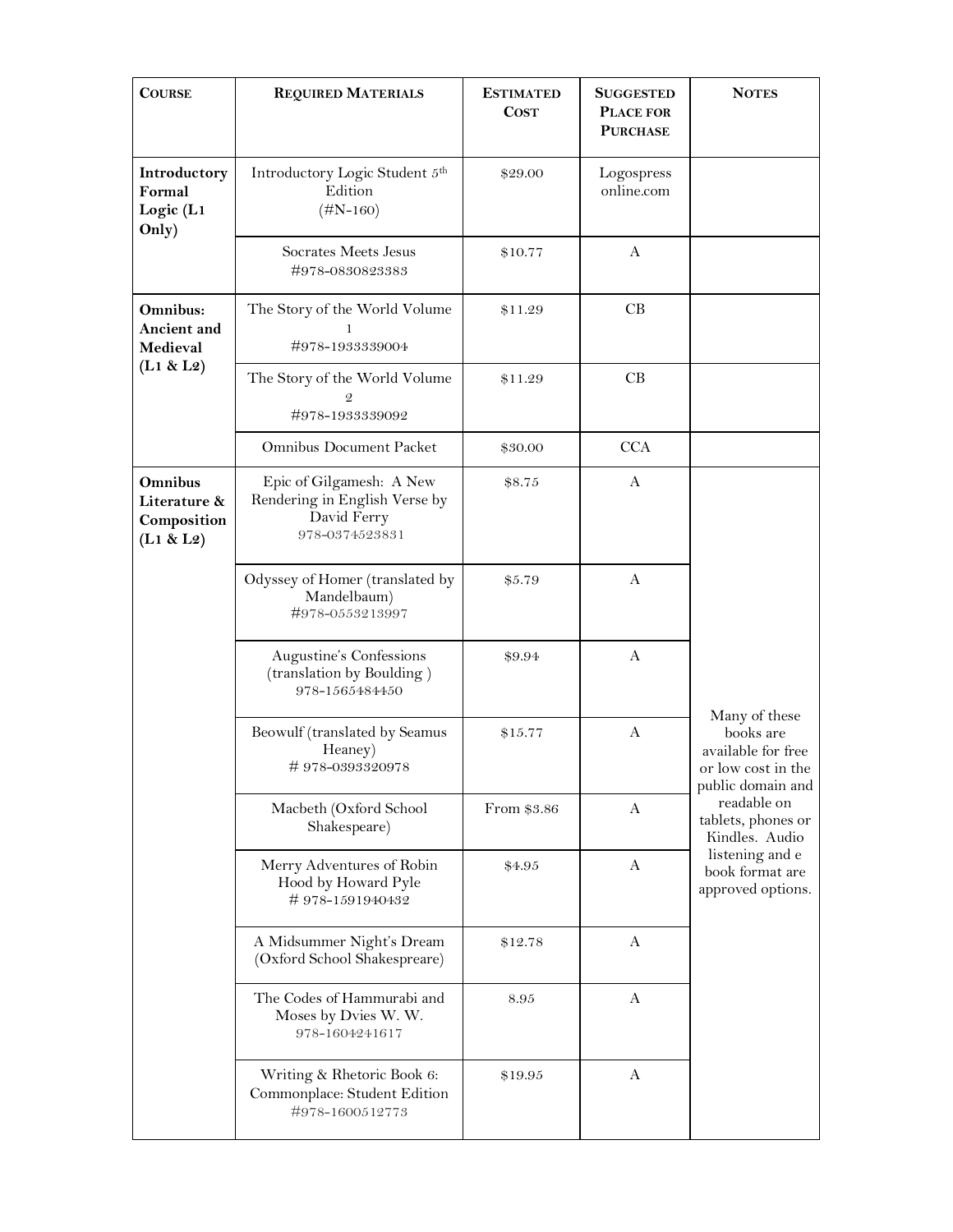| **Course** | **Required Materials** | **Estimated Cost** | **Suggested Place for Purchase** | **Notes** |
|---|---|---|---|---|
| **Introductory Formal Logic (L1 Only)** | Introductory Logic Student 5th Edition (#N-160) | $29.00 | Logospress online.com | |
| | Socrates Meets Jesus #978-0830823383 | $10.77 | A | |
| **Omnibus: Ancient and Medieval (L1 & L2)** | The Story of the World Volume 1 #978-1933339004 | $11.29 | CB | |
| | The Story of the World Volume 2 #978-1933339092 | $11.29 | CB | |
| | Omnibus Document Packet | $30.00 | CCA | |
| **Omnibus Literature & Composition (L1 & L2)** | Epic of Gilgamesh: A New Rendering in English Verse by David Ferry 978-0374523831 | $8.75 | A | Many of these books are available for free or low cost in the public domain and readable on tablets, phones or Kindles. Audio listening and e book format are approved options. |
| | Odyssey of Homer (translated by Mandelbaum) #978-0553213997 | $5.79 | A | |
| | Augustine's Confessions (translation by Boulding ) 978-1565484450 | $9.94 | A | |
| | Beowulf (translated by Seamus Heaney) # 978-0393320978 | $15.77 | A | |
| | Macbeth (Oxford School Shakespeare) | From $3.86 | A | |
| | Merry Adventures of Robin Hood by Howard Pyle # 978-1591940432 | $4.95 | A | |
| | A Midsummer Night's Dream (Oxford School Shakespreare) | $12.78 | A | |
| | The Codes of Hammurabi and Moses by Dvies W. W. 978-1604241617 | 8.95 | A | |
| | Writing & Rhetoric Book 6: Commonplace: Student Edition #978-1600512773 | $19.95 | A | |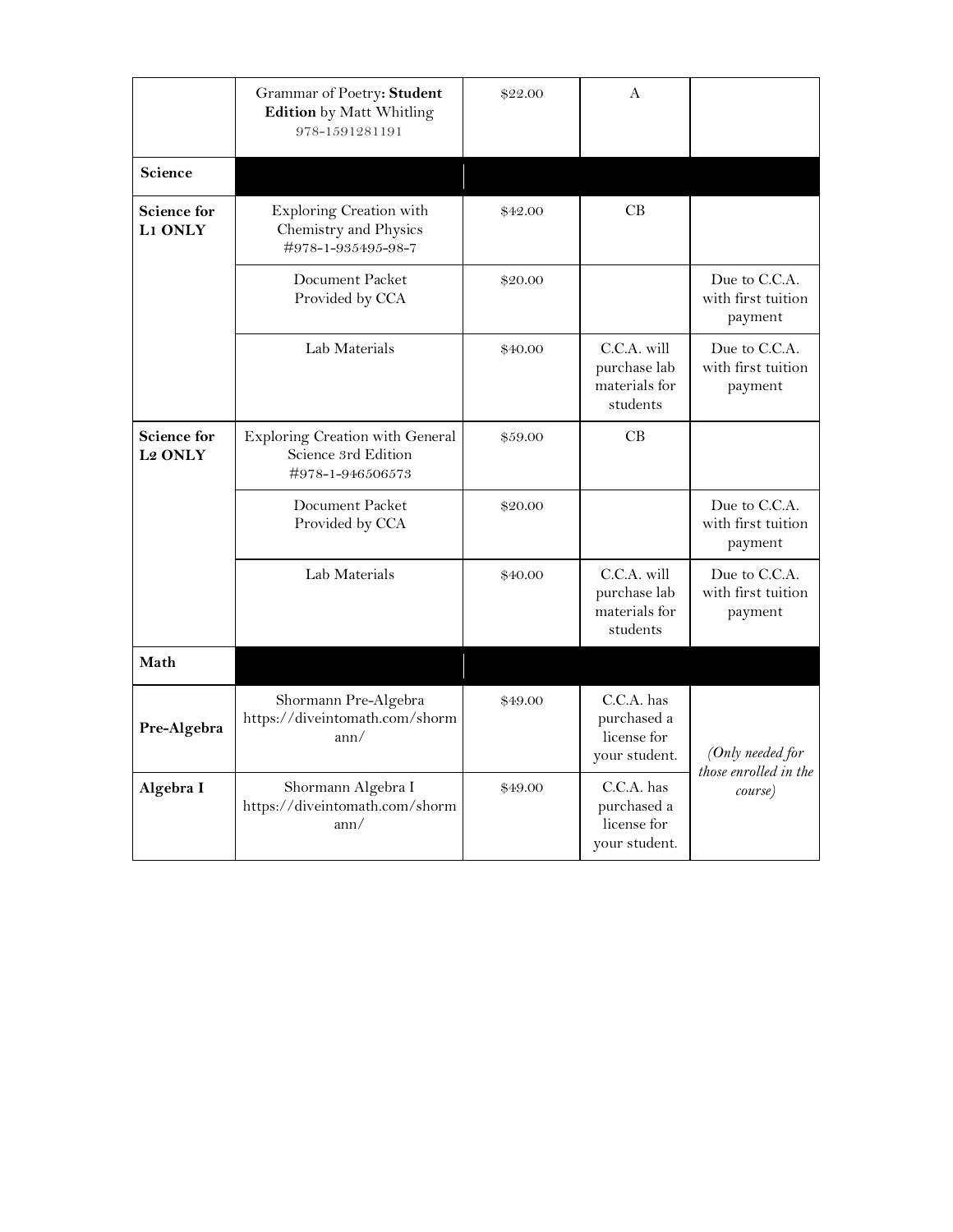| | | | | |
|---|---|---|---|---|
| | Grammar of Poetry: **Student Edition** by Matt Whitling 978-1591281191 | $22.00 | A | |
| **Science** | | | | |
| **Science for L1 ONLY** | Exploring Creation with Chemistry and Physics #978-1-935495-98-7 | $42.00 | CB | |
| | Document Packet Provided by CCA | $20.00 | | Due to C.C.A. with first tuition payment |
| | Lab Materials | $40.00 | C.C.A. will purchase lab materials for students | Due to C.C.A. with first tuition payment |
| **Science for L2 ONLY** | Exploring Creation with General Science 3rd Edition #978-1-946506573 | $59.00 | CB | |
| | Document Packet Provided by CCA | $20.00 | | Due to C.C.A. with first tuition payment |
| | Lab Materials | $40.00 | C.C.A. will purchase lab materials for students | Due to C.C.A. with first tuition payment |
| **Math** | | | | |
| **Pre-Algebra** | Shormann Pre-Algebra https://diveintomath.com/shormann/ | $49.00 | C.C.A. has purchased a license for your student. | *(Only needed for those enrolled in the course)* |
| **Algebra I** | Shormann Algebra I https://diveintomath.com/shormann/ | $49.00 | C.C.A. has purchased a license for your student. | |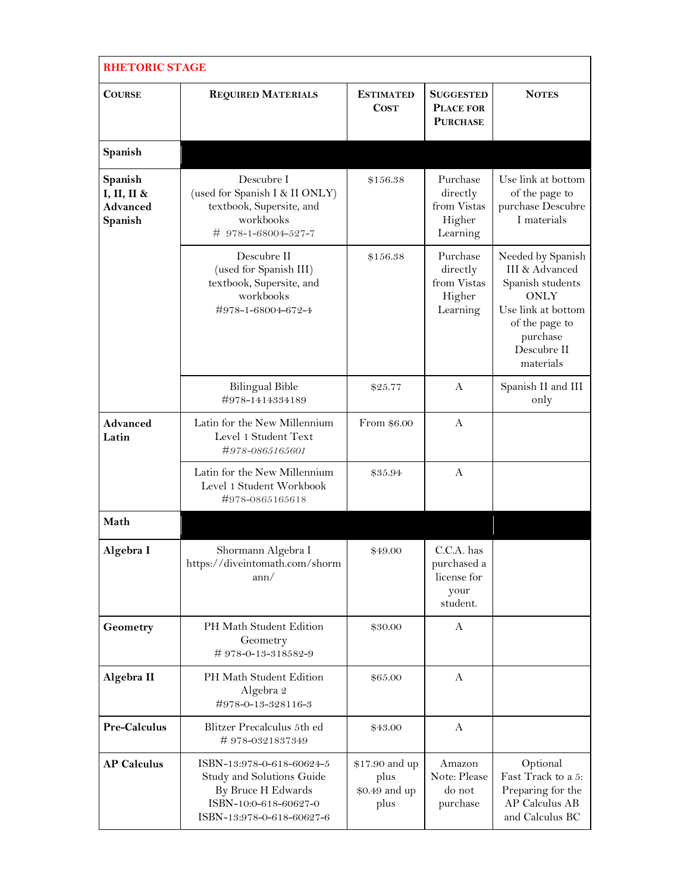| RHETORIC STAGE | | | | |
|---|---|---|---|---|
| **Course** | **Required Materials** | **Estimated Cost** | **Suggested Place for Purchase** | **Notes** |
| **Spanish** | | | | |
| **Spanish I, II, II & Advanced Spanish** | Descubre I (used for Spanish I & II ONLY) textbook, Supersite, and workbooks # 978-1-68004-527-7 | $156.38 | Purchase directly from Vistas Higher Learning | Use link at bottom of the page to purchase Descubre I materials |
| | Descubre II (used for Spanish III) textbook, Supersite, and workbooks #978-1-68004-672-4 | $156.38 | Purchase directly from Vistas Higher Learning | Needed by Spanish III & Advanced Spanish students ONLY Use link at bottom of the page to purchase Descubre II materials |
| | Bilingual Bible #978-1414334189 | $25.77 | A | Spanish II and III only |
| **Advanced Latin** | Latin for the New Millennium Level 1 Student Text #978-0865165601 | From $6.00 | A | |
| | Latin for the New Millennium Level 1 Student Workbook #978-0865165618 | $35.94 | A | |
| **Math** | | | | |
| **Algebra I** | Shormann Algebra I https://diveintomath.com/shormann/ | $49.00 | C.C.A. has purchased a license for your student. | |
| **Geometry** | PH Math Student Edition Geometry # 978-0-13-318582-9 | $30.00 | A | |
| **Algebra II** | PH Math Student Edition Algebra 2 #978-0-13-328116-3 | $65.00 | A | |
| **Pre-Calculus** | Blitzer Precalculus 5th ed # 978-0321837349 | $43.00 | A | |
| **AP Calculus** | ISBN-13:978-0-618-60624-5 Study and Solutions Guide By Bruce H Edwards ISBN-10:0-618-60627-0 ISBN-13:978-0-618-60627-6 | $17.90 and up plus $0.49 and up plus | Amazon Note: Please do not purchase | Optional Fast Track to a 5: Preparing for the AP Calculus AB and Calculus BC |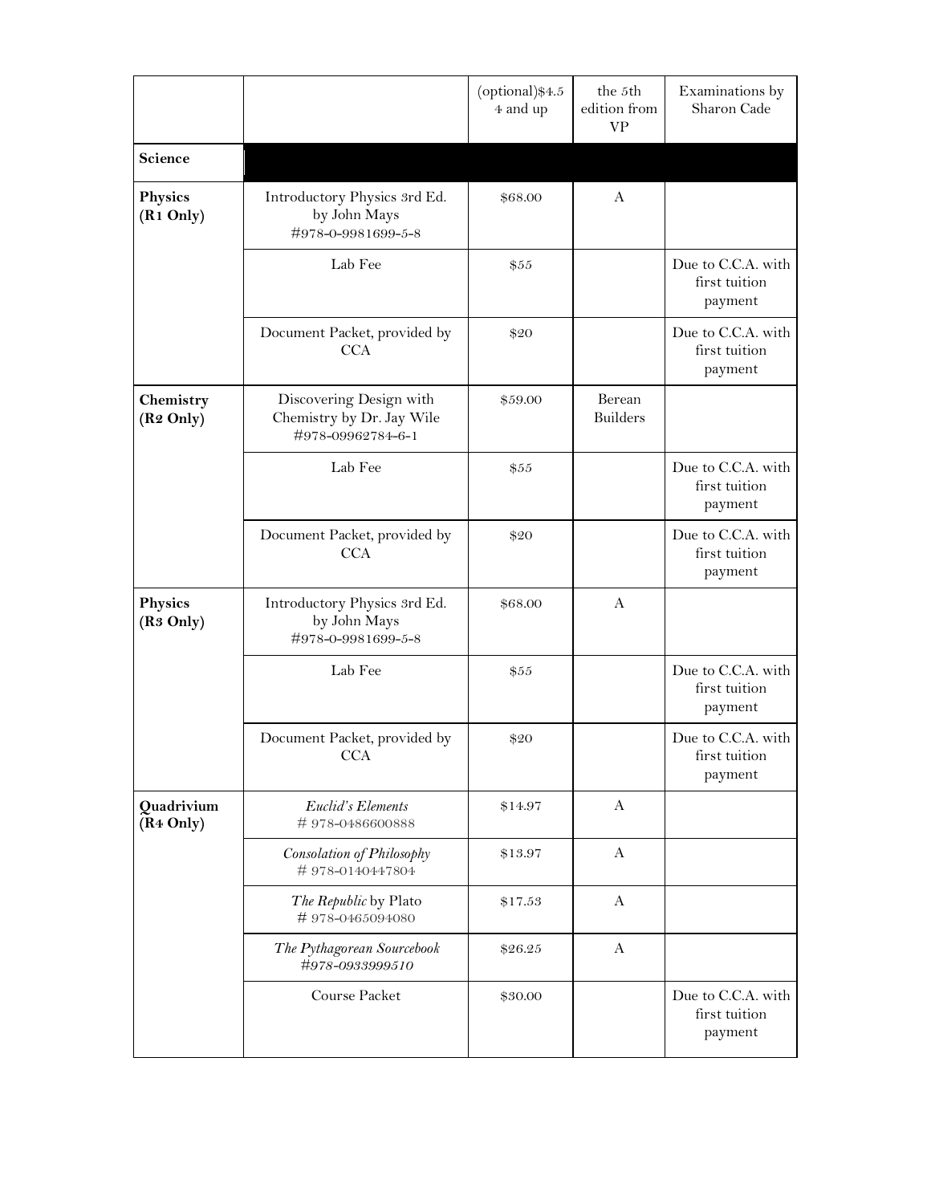| | | (optional)$4.54 and up | the 5th edition from VP | Examinations by Sharon Cade |
|---|---|---|---|---|
| **Science** | | | | |
| **Physics (R1 Only)** | Introductory Physics 3rd Ed. by John Mays #978-0-9981699-5-8 | $68.00 | A | |
| | Lab Fee | $55 | | Due to C.C.A. with first tuition payment |
| | Document Packet, provided by CCA | $20 | | Due to C.C.A. with first tuition payment |
| **Chemistry (R2 Only)** | Discovering Design with Chemistry by Dr. Jay Wile #978-09962784-6-1 | $59.00 | Berean Builders | |
| | Lab Fee | $55 | | Due to C.C.A. with first tuition payment |
| | Document Packet, provided by CCA | $20 | | Due to C.C.A. with first tuition payment |
| **Physics (R3 Only)** | Introductory Physics 3rd Ed. by John Mays #978-0-9981699-5-8 | $68.00 | A | |
| | Lab Fee | $55 | | Due to C.C.A. with first tuition payment |
| | Document Packet, provided by CCA | $20 | | Due to C.C.A. with first tuition payment |
| **Quadrivium (R4 Only)** | *Euclid's Elements* # 978-0486600888 | $14.97 | A | |
| | *Consolation of Philosophy* # 978-0140447804 | $13.97 | A | |
| | *The Republic* by Plato # 978-0465094080 | $17.53 | A | |
| | *The Pythagorean Sourcebook #978-0933999510* | $26.25 | A | |
| | Course Packet | $30.00 | | Due to C.C.A. with first tuition payment |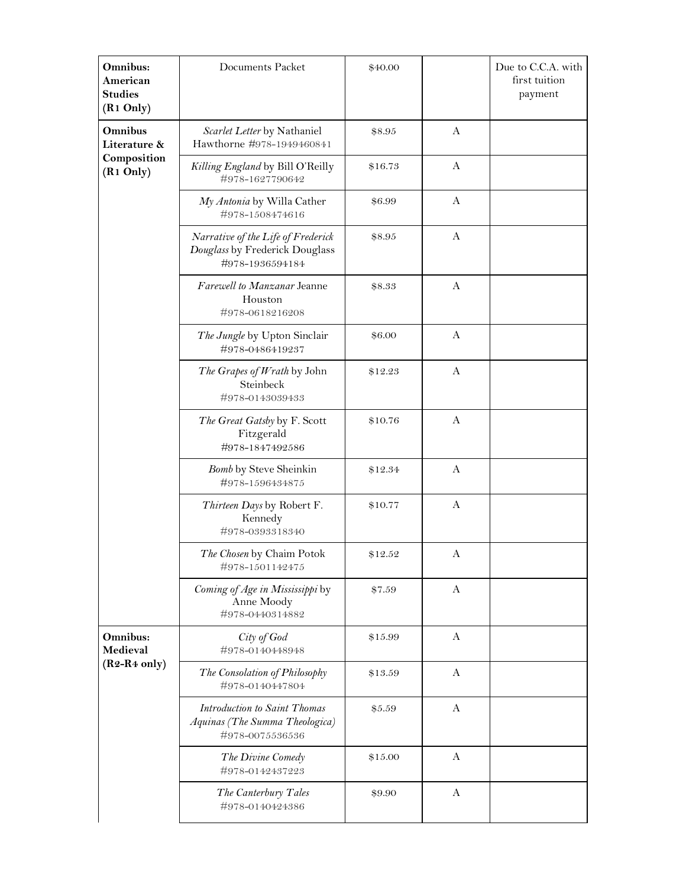| | | | | |
|---|---|---|---|---|
| **Omnibus: American Studies (R1 Only)** | Documents Packet | $40.00 | | Due to C.C.A. with first tuition payment |
| **Omnibus Literature & Composition (R1 Only)** | *Scarlet Letter* by Nathaniel Hawthorne #978-1949460841 | $8.95 | A | |
| | *Killing England* by Bill O'Reilly #978-1627790642 | $16.73 | A | |
| | *My Antonia* by Willa Cather #978-1508474616 | $6.99 | A | |
| | *Narrative of the Life of Frederick Douglass* by Frederick Douglass #978-1936594184 | $8.95 | A | |
| | *Farewell to Manzanar* Jeanne Houston #978-0618216208 | $8.33 | A | |
| | *The Jungle* by Upton Sinclair #978-0486419237 | $6.00 | A | |
| | *The Grapes of Wrath* by John Steinbeck #978-0143039433 | $12.23 | A | |
| | *The Great Gatsby* by F. Scott Fitzgerald #978-1847492586 | $10.76 | A | |
| | *Bomb* by Steve Sheinkin #978-1596434875 | $12.34 | A | |
| | *Thirteen Days* by Robert F. Kennedy #978-0393318340 | $10.77 | A | |
| | *The Chosen* by Chaim Potok #978-1501142475 | $12.52 | A | |
| | *Coming of Age in Mississippi* by Anne Moody #978-0440314882 | $7.59 | A | |
| **Omnibus: Medieval (R2-R4 only)** | *City of God* #978-0140448948 | $15.99 | A | |
| | *The Consolation of Philosophy* #978-0140447804 | $13.59 | A | |
| | *Introduction to Saint Thomas Aquinas (The Summa Theologica)* #978-0075536536 | $5.59 | A | |
| | *The Divine Comedy* #978-0142437223 | $15.00 | A | |
| | *The Canterbury Tales* #978-0140424386 | $9.90 | A | |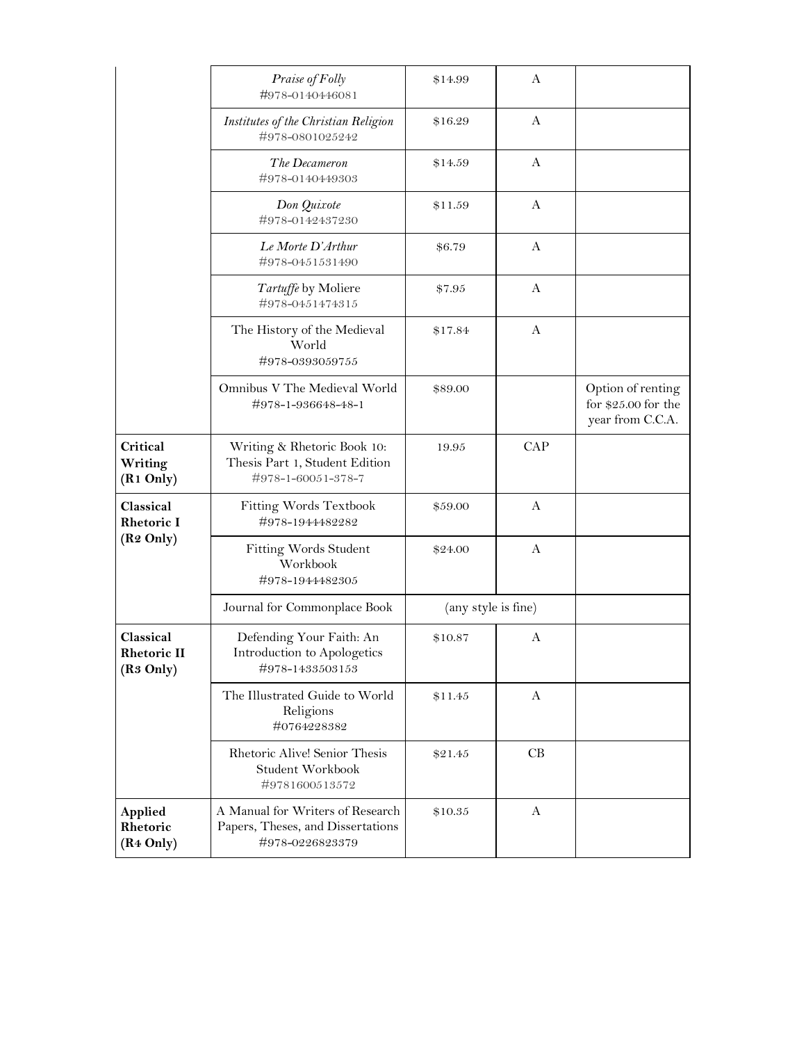| | | | | |
|---|---|---|---|---|
| | *Praise of Folly* #978-0140446081 | $14.99 | A | |
| | *Institutes of the Christian Religion* #978-0801025242 | $16.29 | A | |
| | *The Decameron* #978-0140449303 | $14.59 | A | |
| | *Don Quixote* #978-0142437230 | $11.59 | A | |
| | *Le Morte D'Arthur* #978-0451531490 | $6.79 | A | |
| | *Tartuffe* by Moliere #978-0451474315 | $7.95 | A | |
| | The History of the Medieval World #978-0393059755 | $17.84 | A | |
| | Omnibus V The Medieval World #978-1-936648-48-1 | $89.00 | | Option of renting for $25.00 for the year from C.C.A. |
| **Critical Writing (R1 Only)** | Writing & Rhetoric Book 10: Thesis Part 1, Student Edition #978-1-60051-378-7 | 19.95 | CAP | |
| **Classical Rhetoric I (R2 Only)** | Fitting Words Textbook #978-1944482282 | $59.00 | A | |
| | Fitting Words Student Workbook #978-1944482305 | $24.00 | A | |
| | Journal for Commonplace Book | (any style is fine) | | |
| **Classical Rhetoric II (R3 Only)** | Defending Your Faith: An Introduction to Apologetics #978-1433503153 | $10.87 | A | |
| | The Illustrated Guide to World Religions #0764228382 | $11.45 | A | |
| | Rhetoric Alive! Senior Thesis Student Workbook #9781600513572 | $21.45 | CB | |
| **Applied Rhetoric (R4 Only)** | A Manual for Writers of Research Papers, Theses, and Dissertations #978-0226823379 | $10.35 | A | |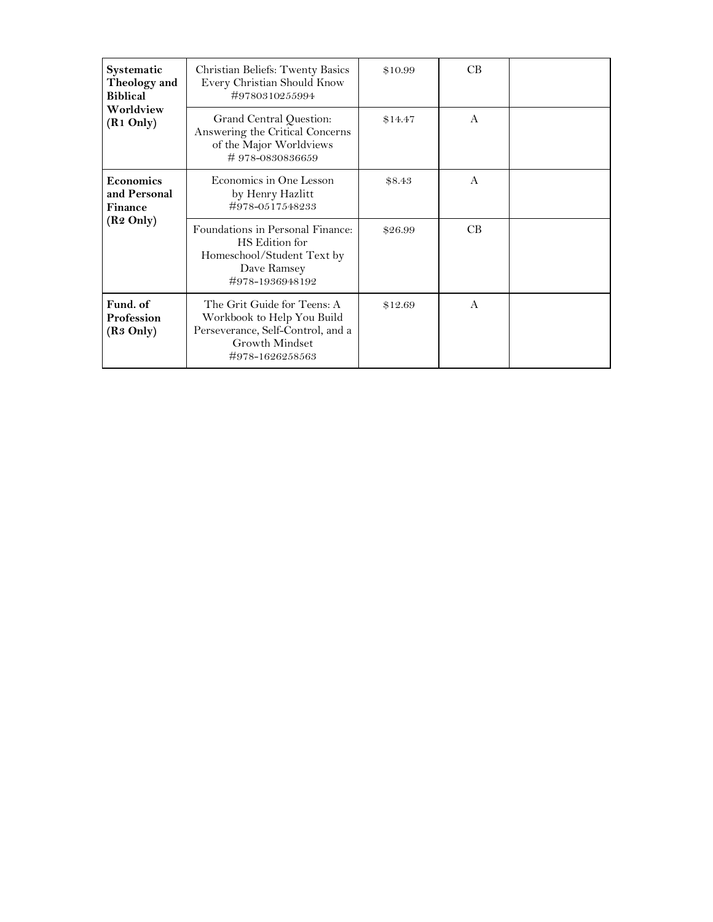| | | | | |
|---|---|---|---|---|
| **Systematic Theology and Biblical Worldview (R1 Only)** | Christian Beliefs: Twenty Basics Every Christian Should Know #9780310255994 | $10.99 | CB | |
| | Grand Central Question: Answering the Critical Concerns of the Major Worldviews # 978-0830836659 | $14.47 | A | |
| **Economics and Personal Finance (R2 Only)** | Economics in One Lesson by Henry Hazlitt #978-0517548233 | $8.43 | A | |
| | Foundations in Personal Finance: HS Edition for Homeschool/Student Text by Dave Ramsey #978-1936948192 | $26.99 | CB | |
| **Fund. of Profession (R3 Only)** | The Grit Guide for Teens: A Workbook to Help You Build Perseverance, Self-Control, and a Growth Mindset #978-1626258563 | $12.69 | A | |